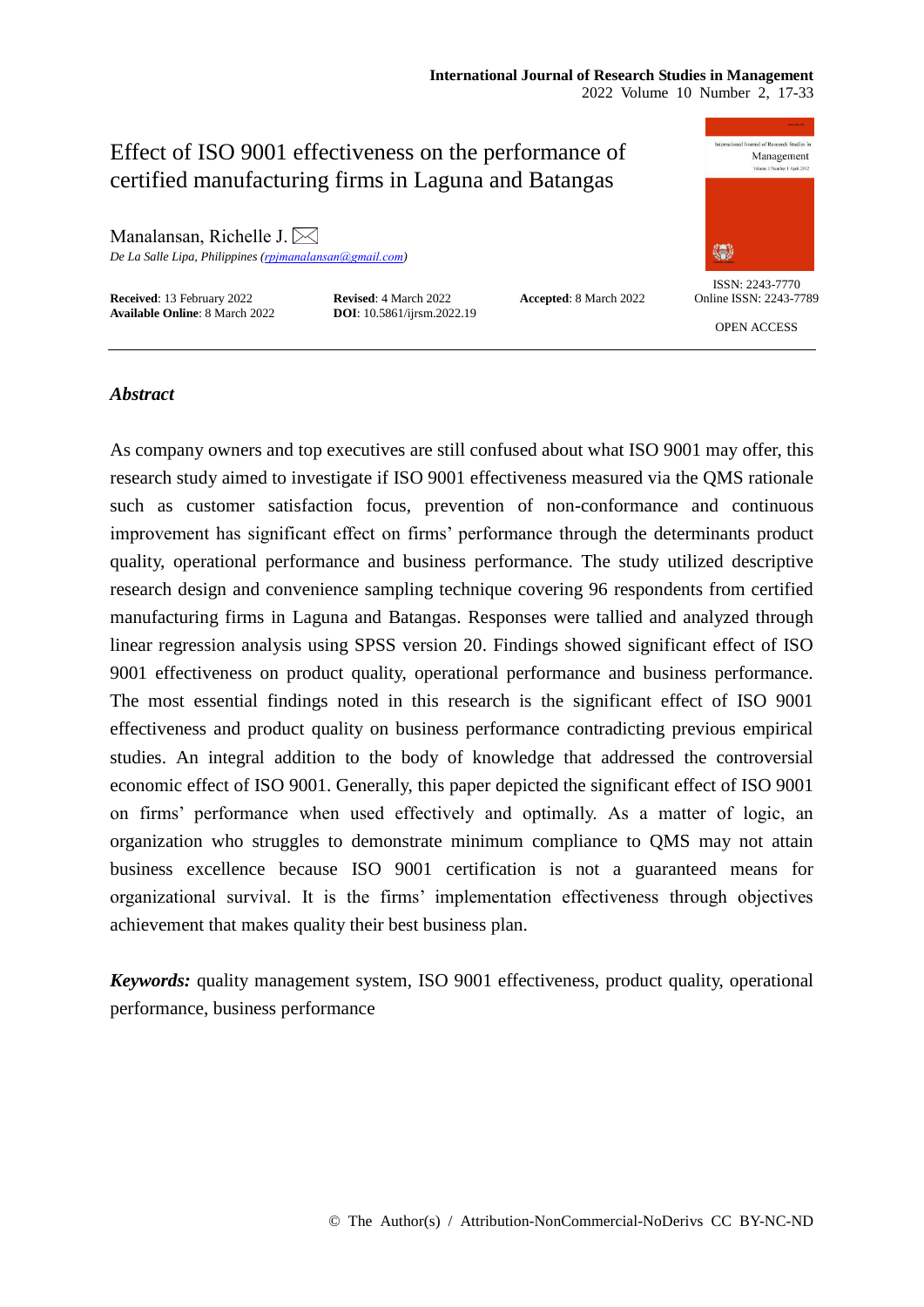# Effect of ISO 9001 effectiveness on the performance of certified manufacturing firms in Laguna and Batangas

Manalansan, Richelle J.

*De La Salle Lipa, Philippines (rpjmanalansan@gmail.com)*

**Received**: 13 February 2022 **Revised**: 4 March 2022 **Accepted**: 8 March 2022
**Available Online**: 8 March 2022 **DOI**: 10.5861/ijrsm.2022.19

ISSN: 2243-7770
Online ISSN: 2243-7789

OPEN ACCESS

## *Abstract*

As company owners and top executives are still confused about what ISO 9001 may offer, this research study aimed to investigate if ISO 9001 effectiveness measured via the QMS rationale such as customer satisfaction focus, prevention of non-conformance and continuous improvement has significant effect on firms' performance through the determinants product quality, operational performance and business performance. The study utilized descriptive research design and convenience sampling technique covering 96 respondents from certified manufacturing firms in Laguna and Batangas. Responses were tallied and analyzed through linear regression analysis using SPSS version 20. Findings showed significant effect of ISO 9001 effectiveness on product quality, operational performance and business performance. The most essential findings noted in this research is the significant effect of ISO 9001 effectiveness and product quality on business performance contradicting previous empirical studies. An integral addition to the body of knowledge that addressed the controversial economic effect of ISO 9001. Generally, this paper depicted the significant effect of ISO 9001 on firms' performance when used effectively and optimally. As a matter of logic, an organization who struggles to demonstrate minimum compliance to QMS may not attain business excellence because ISO 9001 certification is not a guaranteed means for organizational survival. It is the firms' implementation effectiveness through objectives achievement that makes quality their best business plan.

***Keywords:*** quality management system, ISO 9001 effectiveness, product quality, operational performance, business performance

© The Author(s) / Attribution-NonCommercial-NoDerivs CC BY-NC-ND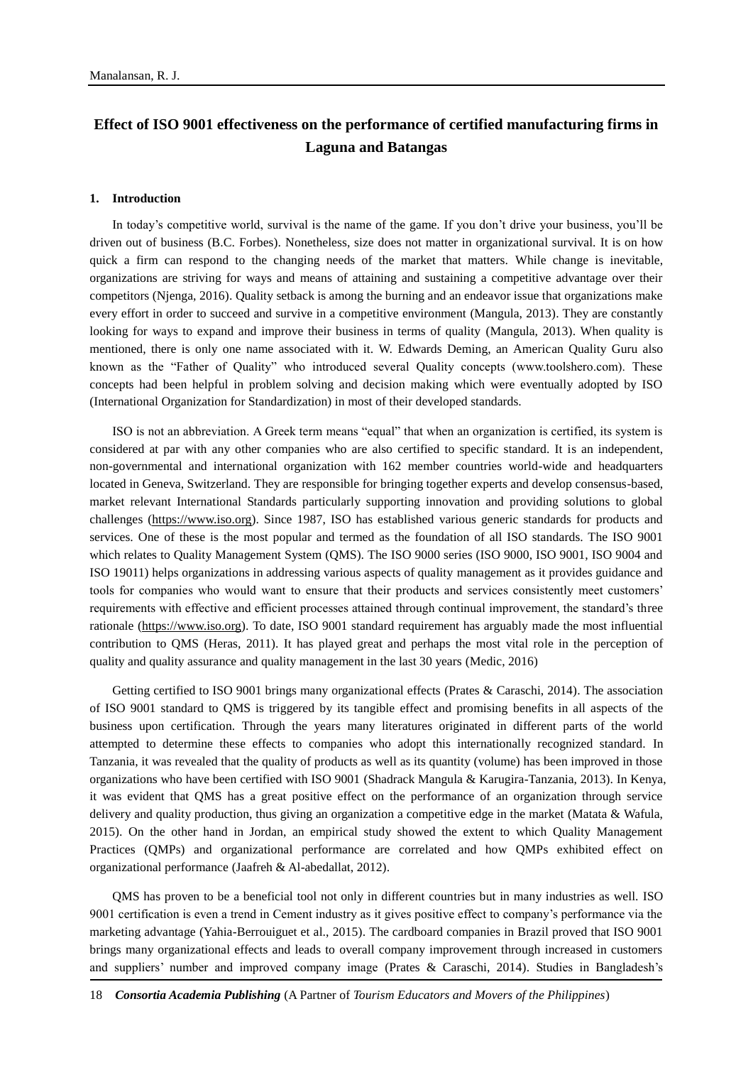# Effect of ISO 9001 effectiveness on the performance of certified manufacturing firms in Laguna and Batangas

## 1. Introduction

In today's competitive world, survival is the name of the game. If you don't drive your business, you'll be driven out of business (B.C. Forbes). Nonetheless, size does not matter in organizational survival. It is on how quick a firm can respond to the changing needs of the market that matters. While change is inevitable, organizations are striving for ways and means of attaining and sustaining a competitive advantage over their competitors (Njenga, 2016). Quality setback is among the burning and an endeavor issue that organizations make every effort in order to succeed and survive in a competitive environment (Mangula, 2013). They are constantly looking for ways to expand and improve their business in terms of quality (Mangula, 2013). When quality is mentioned, there is only one name associated with it. W. Edwards Deming, an American Quality Guru also known as the "Father of Quality" who introduced several Quality concepts (www.toolshero.com). These concepts had been helpful in problem solving and decision making which were eventually adopted by ISO (International Organization for Standardization) in most of their developed standards.

ISO is not an abbreviation. A Greek term means "equal" that when an organization is certified, its system is considered at par with any other companies who are also certified to specific standard. It is an independent, non-governmental and international organization with 162 member countries world-wide and headquarters located in Geneva, Switzerland. They are responsible for bringing together experts and develop consensus-based, market relevant International Standards particularly supporting innovation and providing solutions to global challenges (https://www.iso.org). Since 1987, ISO has established various generic standards for products and services. One of these is the most popular and termed as the foundation of all ISO standards. The ISO 9001 which relates to Quality Management System (QMS). The ISO 9000 series (ISO 9000, ISO 9001, ISO 9004 and ISO 19011) helps organizations in addressing various aspects of quality management as it provides guidance and tools for companies who would want to ensure that their products and services consistently meet customers' requirements with effective and efficient processes attained through continual improvement, the standard's three rationale (https://www.iso.org). To date, ISO 9001 standard requirement has arguably made the most influential contribution to QMS (Heras, 2011). It has played great and perhaps the most vital role in the perception of quality and quality assurance and quality management in the last 30 years (Medic, 2016)

Getting certified to ISO 9001 brings many organizational effects (Prates & Caraschi, 2014). The association of ISO 9001 standard to QMS is triggered by its tangible effect and promising benefits in all aspects of the business upon certification. Through the years many literatures originated in different parts of the world attempted to determine these effects to companies who adopt this internationally recognized standard. In Tanzania, it was revealed that the quality of products as well as its quantity (volume) has been improved in those organizations who have been certified with ISO 9001 (Shadrack Mangula & Karugira-Tanzania, 2013). In Kenya, it was evident that QMS has a great positive effect on the performance of an organization through service delivery and quality production, thus giving an organization a competitive edge in the market (Matata & Wafula, 2015). On the other hand in Jordan, an empirical study showed the extent to which Quality Management Practices (QMPs) and organizational performance are correlated and how QMPs exhibited effect on organizational performance (Jaafreh & Al-abedallat, 2012).

QMS has proven to be a beneficial tool not only in different countries but in many industries as well. ISO 9001 certification is even a trend in Cement industry as it gives positive effect to company's performance via the marketing advantage (Yahia-Berrouiguet et al., 2015). The cardboard companies in Brazil proved that ISO 9001 brings many organizational effects and leads to overall company improvement through increased in customers and suppliers' number and improved company image (Prates & Caraschi, 2014). Studies in Bangladesh's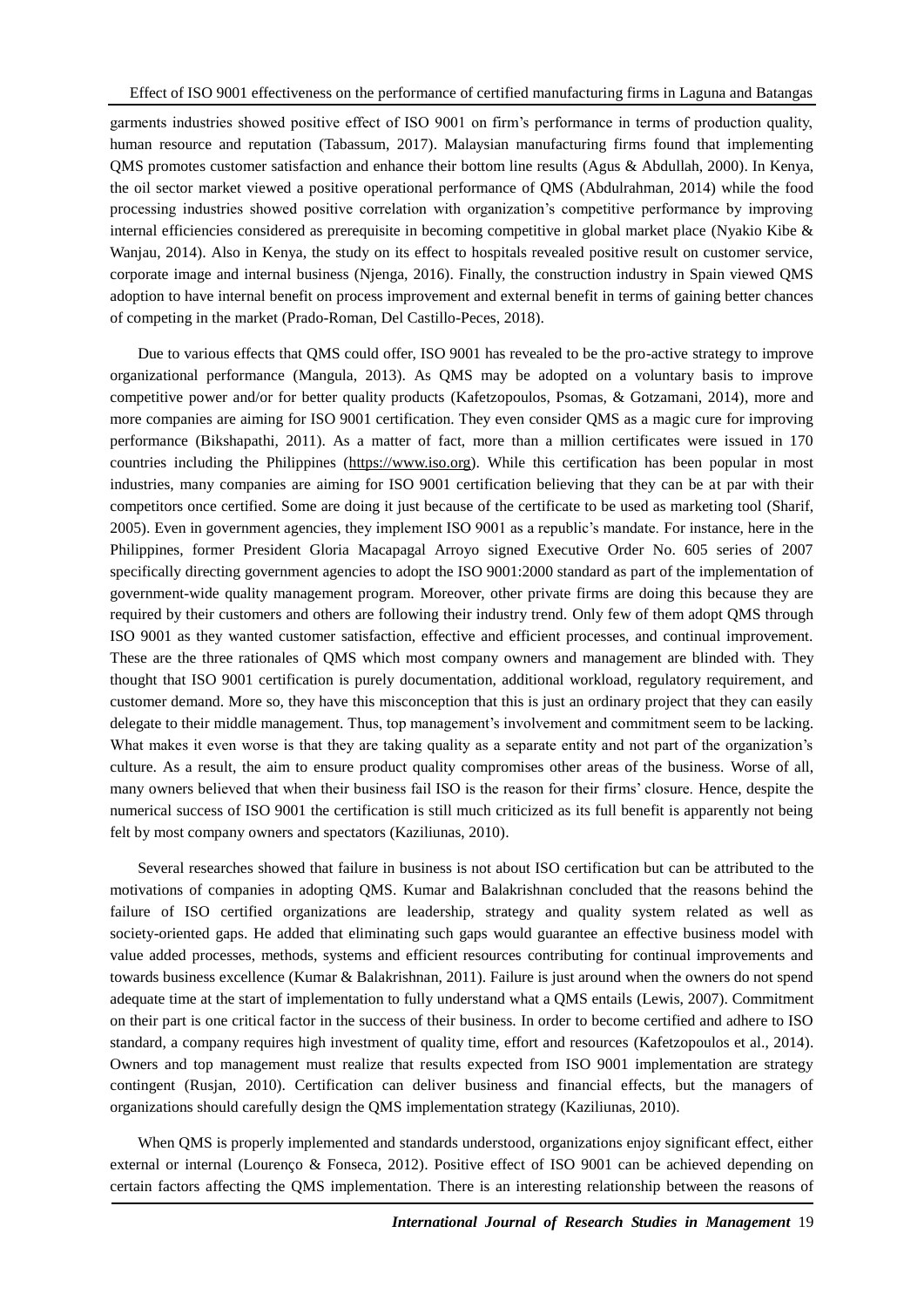garments industries showed positive effect of ISO 9001 on firm's performance in terms of production quality, human resource and reputation (Tabassum, 2017). Malaysian manufacturing firms found that implementing QMS promotes customer satisfaction and enhance their bottom line results (Agus & Abdullah, 2000). In Kenya, the oil sector market viewed a positive operational performance of QMS (Abdulrahman, 2014) while the food processing industries showed positive correlation with organization's competitive performance by improving internal efficiencies considered as prerequisite in becoming competitive in global market place (Nyakio Kibe & Wanjau, 2014). Also in Kenya, the study on its effect to hospitals revealed positive result on customer service, corporate image and internal business (Njenga, 2016). Finally, the construction industry in Spain viewed QMS adoption to have internal benefit on process improvement and external benefit in terms of gaining better chances of competing in the market (Prado-Roman, Del Castillo-Peces, 2018).

Due to various effects that QMS could offer, ISO 9001 has revealed to be the pro-active strategy to improve organizational performance (Mangula, 2013). As QMS may be adopted on a voluntary basis to improve competitive power and/or for better quality products (Kafetzopoulos, Psomas, & Gotzamani, 2014), more and more companies are aiming for ISO 9001 certification. They even consider QMS as a magic cure for improving performance (Bikshapathi, 2011). As a matter of fact, more than a million certificates were issued in 170 countries including the Philippines (https://www.iso.org). While this certification has been popular in most industries, many companies are aiming for ISO 9001 certification believing that they can be at par with their competitors once certified. Some are doing it just because of the certificate to be used as marketing tool (Sharif, 2005). Even in government agencies, they implement ISO 9001 as a republic's mandate. For instance, here in the Philippines, former President Gloria Macapagal Arroyo signed Executive Order No. 605 series of 2007 specifically directing government agencies to adopt the ISO 9001:2000 standard as part of the implementation of government-wide quality management program. Moreover, other private firms are doing this because they are required by their customers and others are following their industry trend. Only few of them adopt QMS through ISO 9001 as they wanted customer satisfaction, effective and efficient processes, and continual improvement. These are the three rationales of QMS which most company owners and management are blinded with. They thought that ISO 9001 certification is purely documentation, additional workload, regulatory requirement, and customer demand. More so, they have this misconception that this is just an ordinary project that they can easily delegate to their middle management. Thus, top management's involvement and commitment seem to be lacking. What makes it even worse is that they are taking quality as a separate entity and not part of the organization's culture. As a result, the aim to ensure product quality compromises other areas of the business. Worse of all, many owners believed that when their business fail ISO is the reason for their firms' closure. Hence, despite the numerical success of ISO 9001 the certification is still much criticized as its full benefit is apparently not being felt by most company owners and spectators (Kaziliunas, 2010).

Several researches showed that failure in business is not about ISO certification but can be attributed to the motivations of companies in adopting QMS. Kumar and Balakrishnan concluded that the reasons behind the failure of ISO certified organizations are leadership, strategy and quality system related as well as society-oriented gaps. He added that eliminating such gaps would guarantee an effective business model with value added processes, methods, systems and efficient resources contributing for continual improvements and towards business excellence (Kumar & Balakrishnan, 2011). Failure is just around when the owners do not spend adequate time at the start of implementation to fully understand what a QMS entails (Lewis, 2007). Commitment on their part is one critical factor in the success of their business. In order to become certified and adhere to ISO standard, a company requires high investment of quality time, effort and resources (Kafetzopoulos et al., 2014). Owners and top management must realize that results expected from ISO 9001 implementation are strategy contingent (Rusjan, 2010). Certification can deliver business and financial effects, but the managers of organizations should carefully design the QMS implementation strategy (Kaziliunas, 2010).

When QMS is properly implemented and standards understood, organizations enjoy significant effect, either external or internal (Lourenço & Fonseca, 2012). Positive effect of ISO 9001 can be achieved depending on certain factors affecting the QMS implementation. There is an interesting relationship between the reasons of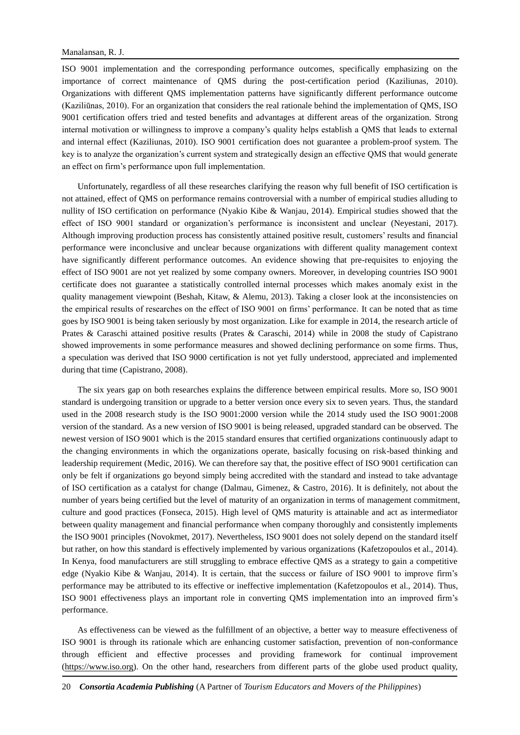ISO 9001 implementation and the corresponding performance outcomes, specifically emphasizing on the importance of correct maintenance of QMS during the post-certification period (Kaziliunas, 2010). Organizations with different QMS implementation patterns have significantly different performance outcome (Kazilіūnas, 2010). For an organization that considers the real rationale behind the implementation of QMS, ISO 9001 certification offers tried and tested benefits and advantages at different areas of the organization. Strong internal motivation or willingness to improve a company's quality helps establish a QMS that leads to external and internal effect (Kaziliunas, 2010). ISO 9001 certification does not guarantee a problem-proof system. The key is to analyze the organization's current system and strategically design an effective QMS that would generate an effect on firm's performance upon full implementation.

Unfortunately, regardless of all these researches clarifying the reason why full benefit of ISO certification is not attained, effect of QMS on performance remains controversial with a number of empirical studies alluding to nullity of ISO certification on performance (Nyakio Kibe & Wanjau, 2014). Empirical studies showed that the effect of ISO 9001 standard or organization's performance is inconsistent and unclear (Neyestani, 2017). Although improving production process has consistently attained positive result, customers' results and financial performance were inconclusive and unclear because organizations with different quality management context have significantly different performance outcomes. An evidence showing that pre-requisites to enjoying the effect of ISO 9001 are not yet realized by some company owners. Moreover, in developing countries ISO 9001 certificate does not guarantee a statistically controlled internal processes which makes anomaly exist in the quality management viewpoint (Beshah, Kitaw, & Alemu, 2013). Taking a closer look at the inconsistencies on the empirical results of researches on the effect of ISO 9001 on firms' performance. It can be noted that as time goes by ISO 9001 is being taken seriously by most organization. Like for example in 2014, the research article of Prates & Caraschi attained positive results (Prates & Caraschi, 2014) while in 2008 the study of Capistrano showed improvements in some performance measures and showed declining performance on some firms. Thus, a speculation was derived that ISO 9000 certification is not yet fully understood, appreciated and implemented during that time (Capistrano, 2008).

The six years gap on both researches explains the difference between empirical results. More so, ISO 9001 standard is undergoing transition or upgrade to a better version once every six to seven years. Thus, the standard used in the 2008 research study is the ISO 9001:2000 version while the 2014 study used the ISO 9001:2008 version of the standard. As a new version of ISO 9001 is being released, upgraded standard can be observed. The newest version of ISO 9001 which is the 2015 standard ensures that certified organizations continuously adapt to the changing environments in which the organizations operate, basically focusing on risk-based thinking and leadership requirement (Medic, 2016). We can therefore say that, the positive effect of ISO 9001 certification can only be felt if organizations go beyond simply being accredited with the standard and instead to take advantage of ISO certification as a catalyst for change (Dalmau, Gimenez, & Castro, 2016). It is definitely, not about the number of years being certified but the level of maturity of an organization in terms of management commitment, culture and good practices (Fonseca, 2015). High level of QMS maturity is attainable and act as intermediator between quality management and financial performance when company thoroughly and consistently implements the ISO 9001 principles (Novokmet, 2017). Nevertheless, ISO 9001 does not solely depend on the standard itself but rather, on how this standard is effectively implemented by various organizations (Kafetzopoulos et al., 2014). In Kenya, food manufacturers are still struggling to embrace effective QMS as a strategy to gain a competitive edge (Nyakio Kibe & Wanjau, 2014). It is certain, that the success or failure of ISO 9001 to improve firm's performance may be attributed to its effective or ineffective implementation (Kafetzopoulos et al., 2014). Thus, ISO 9001 effectiveness plays an important role in converting QMS implementation into an improved firm's performance.

As effectiveness can be viewed as the fulfillment of an objective, a better way to measure effectiveness of ISO 9001 is through its rationale which are enhancing customer satisfaction, prevention of non-conformance through efficient and effective processes and providing framework for continual improvement (https://www.iso.org). On the other hand, researchers from different parts of the globe used product quality,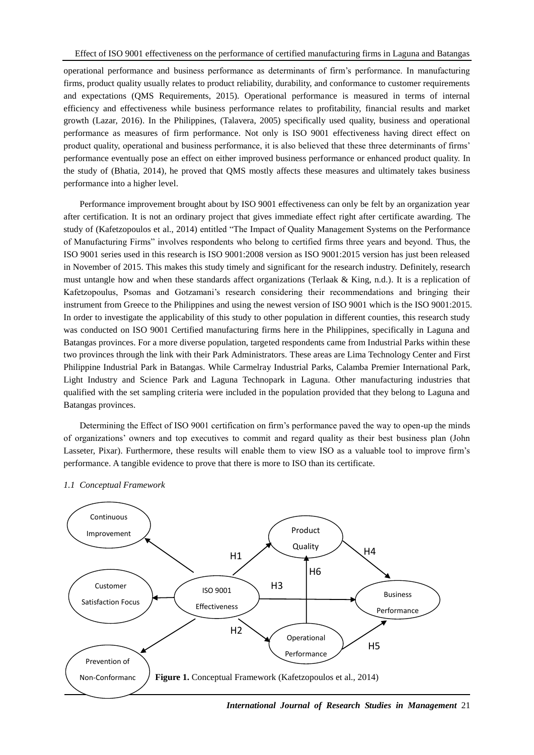operational performance and business performance as determinants of firm's performance. In manufacturing firms, product quality usually relates to product reliability, durability, and conformance to customer requirements and expectations (QMS Requirements, 2015). Operational performance is measured in terms of internal efficiency and effectiveness while business performance relates to profitability, financial results and market growth (Lazar, 2016). In the Philippines, (Talavera, 2005) specifically used quality, business and operational performance as measures of firm performance. Not only is ISO 9001 effectiveness having direct effect on product quality, operational and business performance, it is also believed that these three determinants of firms' performance eventually pose an effect on either improved business performance or enhanced product quality. In the study of (Bhatia, 2014), he proved that QMS mostly affects these measures and ultimately takes business performance into a higher level.

Performance improvement brought about by ISO 9001 effectiveness can only be felt by an organization year after certification. It is not an ordinary project that gives immediate effect right after certificate awarding. The study of (Kafetzopoulos et al., 2014) entitled "The Impact of Quality Management Systems on the Performance of Manufacturing Firms" involves respondents who belong to certified firms three years and beyond. Thus, the ISO 9001 series used in this research is ISO 9001:2008 version as ISO 9001:2015 version has just been released in November of 2015. This makes this study timely and significant for the research industry. Definitely, research must untangle how and when these standards affect organizations (Terlaak & King, n.d.). It is a replication of Kafetzopoulus, Psomas and Gotzamani's research considering their recommendations and bringing their instrument from Greece to the Philippines and using the newest version of ISO 9001 which is the ISO 9001:2015. In order to investigate the applicability of this study to other population in different counties, this research study was conducted on ISO 9001 Certified manufacturing firms here in the Philippines, specifically in Laguna and Batangas provinces. For a more diverse population, targeted respondents came from Industrial Parks within these two provinces through the link with their Park Administrators. These areas are Lima Technology Center and First Philippine Industrial Park in Batangas. While Carmelray Industrial Parks, Calamba Premier International Park, Light Industry and Science Park and Laguna Technopark in Laguna. Other manufacturing industries that qualified with the set sampling criteria were included in the population provided that they belong to Laguna and Batangas provinces.

Determining the Effect of ISO 9001 certification on firm's performance paved the way to open-up the minds of organizations' owners and top executives to commit and regard quality as their best business plan (John Lasseter, Pixar). Furthermore, these results will enable them to view ISO as a valuable tool to improve firm's performance. A tangible evidence to prove that there is more to ISO than its certificate.

*1.1 Conceptual Framework*

Continuous Improvement

Customer Satisfaction Focus

Prevention of Non-Conformanc

ISO 9001 Effectiveness

Product Quality

Operational Performance

Business Performance

H1 H2 H3 H4 H5 H6

**Figure 1.** Conceptual Framework (Kafetzopoulos et al., 2014)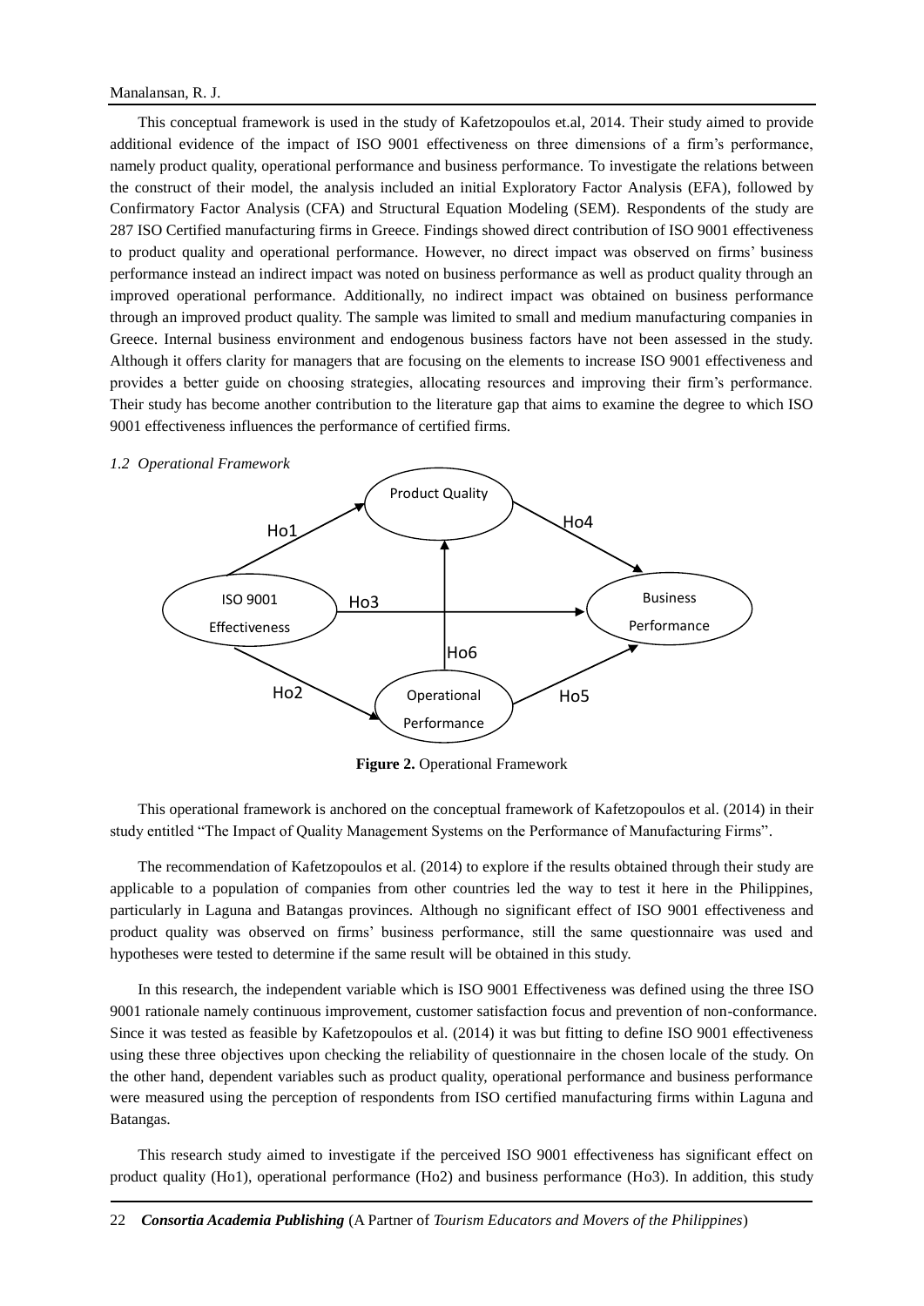This conceptual framework is used in the study of Kafetzopoulos et.al, 2014. Their study aimed to provide additional evidence of the impact of ISO 9001 effectiveness on three dimensions of a firm's performance, namely product quality, operational performance and business performance. To investigate the relations between the construct of their model, the analysis included an initial Exploratory Factor Analysis (EFA), followed by Confirmatory Factor Analysis (CFA) and Structural Equation Modeling (SEM). Respondents of the study are 287 ISO Certified manufacturing firms in Greece. Findings showed direct contribution of ISO 9001 effectiveness to product quality and operational performance. However, no direct impact was observed on firms' business performance instead an indirect impact was noted on business performance as well as product quality through an improved operational performance. Additionally, no indirect impact was obtained on business performance through an improved product quality. The sample was limited to small and medium manufacturing companies in Greece. Internal business environment and endogenous business factors have not been assessed in the study. Although it offers clarity for managers that are focusing on the elements to increase ISO 9001 effectiveness and provides a better guide on choosing strategies, allocating resources and improving their firm's performance. Their study has become another contribution to the literature gap that aims to examine the degree to which ISO 9001 effectiveness influences the performance of certified firms.

### *1.2 Operational Framework*

Product Quality

Ho1 Ho4

ISO 9001 Effectiveness Ho3 Business Performance

Ho6

Ho2 Operational Performance Ho5

**Figure 2.** Operational Framework

This operational framework is anchored on the conceptual framework of Kafetzopoulos et al. (2014) in their study entitled "The Impact of Quality Management Systems on the Performance of Manufacturing Firms".

The recommendation of Kafetzopoulos et al. (2014) to explore if the results obtained through their study are applicable to a population of companies from other countries led the way to test it here in the Philippines, particularly in Laguna and Batangas provinces. Although no significant effect of ISO 9001 effectiveness and product quality was observed on firms' business performance, still the same questionnaire was used and hypotheses were tested to determine if the same result will be obtained in this study.

In this research, the independent variable which is ISO 9001 Effectiveness was defined using the three ISO 9001 rationale namely continuous improvement, customer satisfaction focus and prevention of non-conformance. Since it was tested as feasible by Kafetzopoulos et al. (2014) it was but fitting to define ISO 9001 effectiveness using these three objectives upon checking the reliability of questionnaire in the chosen locale of the study. On the other hand, dependent variables such as product quality, operational performance and business performance were measured using the perception of respondents from ISO certified manufacturing firms within Laguna and Batangas.

This research study aimed to investigate if the perceived ISO 9001 effectiveness has significant effect on product quality (Ho1), operational performance (Ho2) and business performance (Ho3). In addition, this study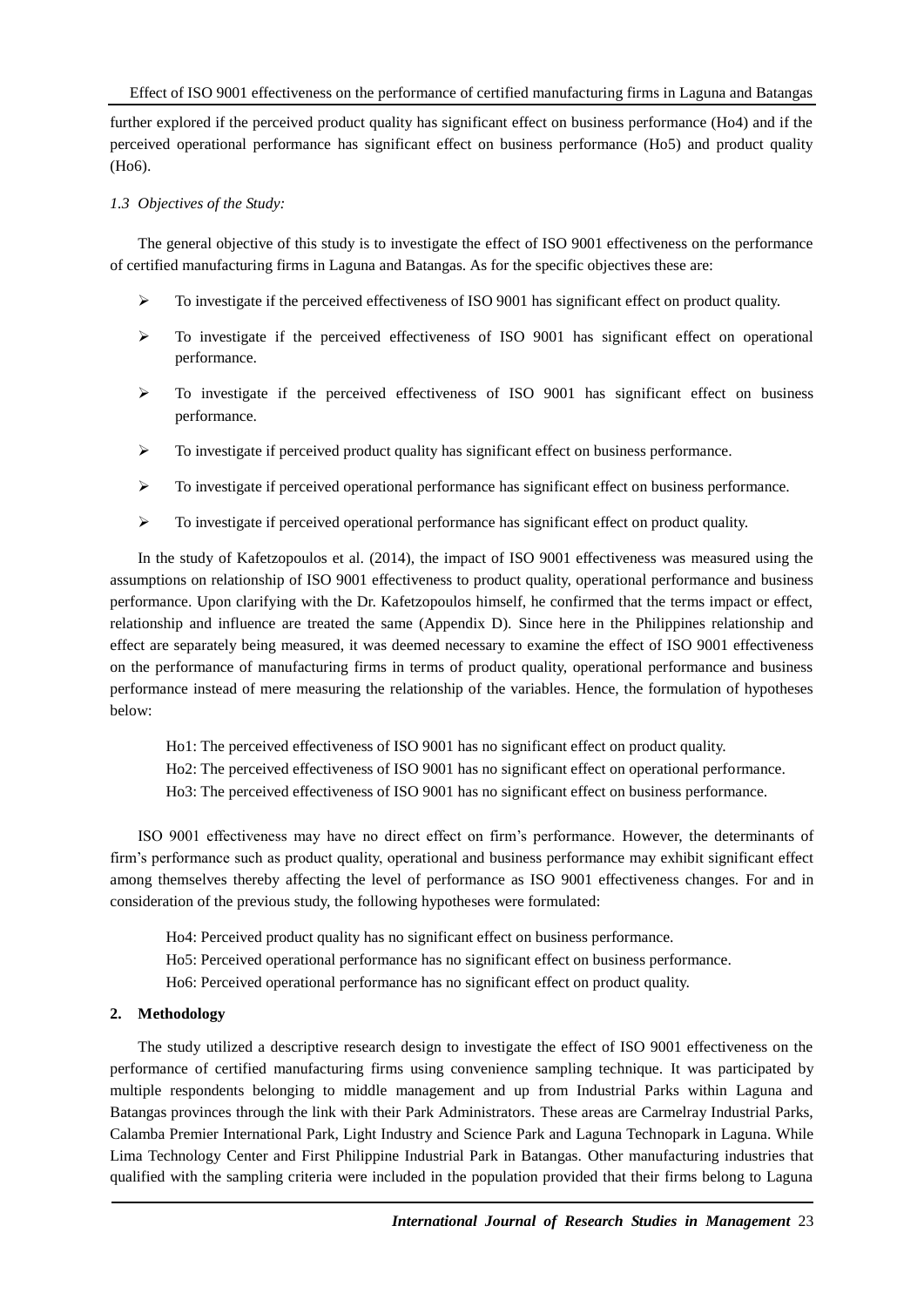further explored if the perceived product quality has significant effect on business performance (Ho4) and if the perceived operational performance has significant effect on business performance (Ho5) and product quality (Ho6).

### *1.3 Objectives of the Study:*

The general objective of this study is to investigate the effect of ISO 9001 effectiveness on the performance of certified manufacturing firms in Laguna and Batangas. As for the specific objectives these are:

- To investigate if the perceived effectiveness of ISO 9001 has significant effect on product quality.
- To investigate if the perceived effectiveness of ISO 9001 has significant effect on operational performance.
- To investigate if the perceived effectiveness of ISO 9001 has significant effect on business performance.
- To investigate if perceived product quality has significant effect on business performance.
- To investigate if perceived operational performance has significant effect on business performance.
- To investigate if perceived operational performance has significant effect on product quality.

In the study of Kafetzopoulos et al. (2014), the impact of ISO 9001 effectiveness was measured using the assumptions on relationship of ISO 9001 effectiveness to product quality, operational performance and business performance. Upon clarifying with the Dr. Kafetzopoulos himself, he confirmed that the terms impact or effect, relationship and influence are treated the same (Appendix D). Since here in the Philippines relationship and effect are separately being measured, it was deemed necessary to examine the effect of ISO 9001 effectiveness on the performance of manufacturing firms in terms of product quality, operational performance and business performance instead of mere measuring the relationship of the variables. Hence, the formulation of hypotheses below:

Ho1: The perceived effectiveness of ISO 9001 has no significant effect on product quality.
Ho2: The perceived effectiveness of ISO 9001 has no significant effect on operational performance.
Ho3: The perceived effectiveness of ISO 9001 has no significant effect on business performance.

ISO 9001 effectiveness may have no direct effect on firm's performance. However, the determinants of firm's performance such as product quality, operational and business performance may exhibit significant effect among themselves thereby affecting the level of performance as ISO 9001 effectiveness changes. For and in consideration of the previous study, the following hypotheses were formulated:

Ho4: Perceived product quality has no significant effect on business performance.
Ho5: Perceived operational performance has no significant effect on business performance.
Ho6: Perceived operational performance has no significant effect on product quality.

## 2. Methodology

The study utilized a descriptive research design to investigate the effect of ISO 9001 effectiveness on the performance of certified manufacturing firms using convenience sampling technique. It was participated by multiple respondents belonging to middle management and up from Industrial Parks within Laguna and Batangas provinces through the link with their Park Administrators. These areas are Carmelray Industrial Parks, Calamba Premier International Park, Light Industry and Science Park and Laguna Technopark in Laguna. While Lima Technology Center and First Philippine Industrial Park in Batangas. Other manufacturing industries that qualified with the sampling criteria were included in the population provided that their firms belong to Laguna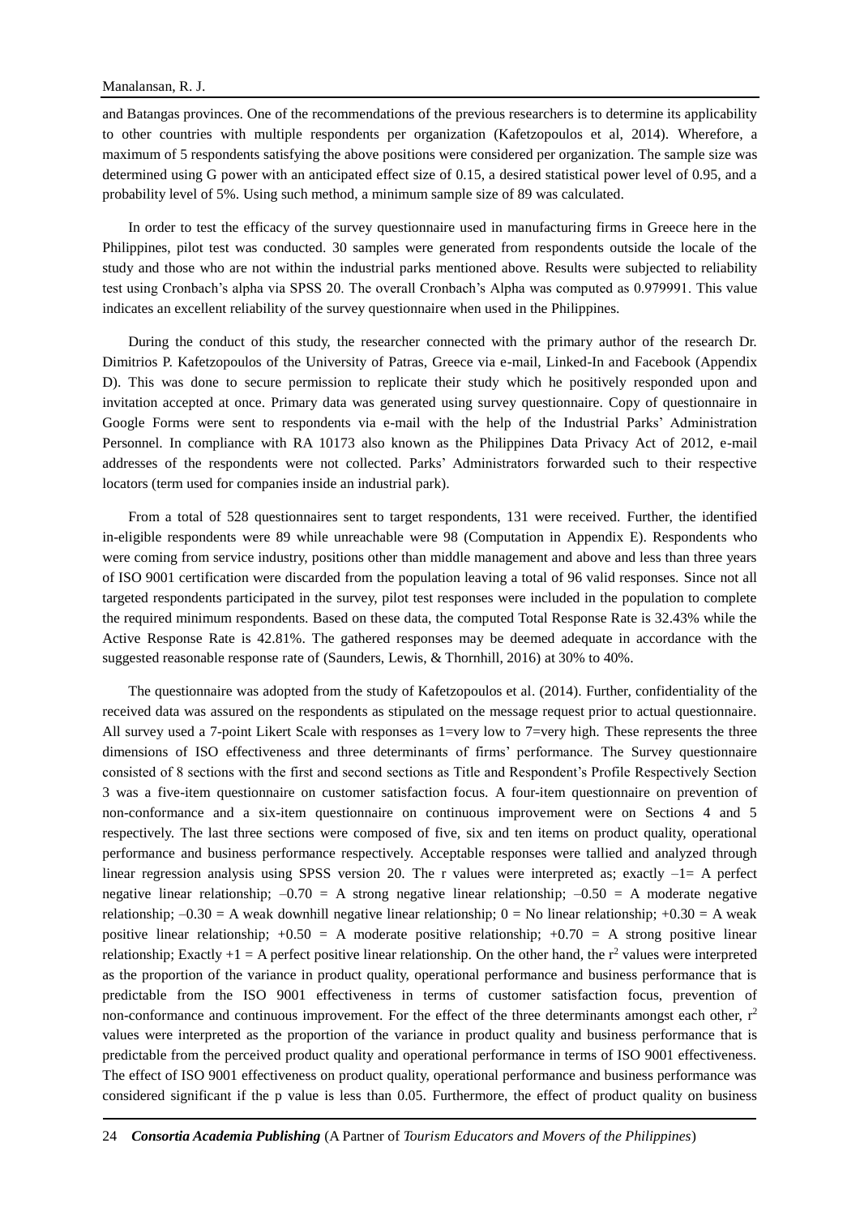and Batangas provinces. One of the recommendations of the previous researchers is to determine its applicability to other countries with multiple respondents per organization (Kafetzopoulos et al, 2014). Wherefore, a maximum of 5 respondents satisfying the above positions were considered per organization. The sample size was determined using G power with an anticipated effect size of 0.15, a desired statistical power level of 0.95, and a probability level of 5%. Using such method, a minimum sample size of 89 was calculated.

In order to test the efficacy of the survey questionnaire used in manufacturing firms in Greece here in the Philippines, pilot test was conducted. 30 samples were generated from respondents outside the locale of the study and those who are not within the industrial parks mentioned above. Results were subjected to reliability test using Cronbach's alpha via SPSS 20. The overall Cronbach's Alpha was computed as 0.979991. This value indicates an excellent reliability of the survey questionnaire when used in the Philippines.

During the conduct of this study, the researcher connected with the primary author of the research Dr. Dimitrios P. Kafetzopoulos of the University of Patras, Greece via e-mail, Linked-In and Facebook (Appendix D). This was done to secure permission to replicate their study which he positively responded upon and invitation accepted at once. Primary data was generated using survey questionnaire. Copy of questionnaire in Google Forms were sent to respondents via e-mail with the help of the Industrial Parks' Administration Personnel. In compliance with RA 10173 also known as the Philippines Data Privacy Act of 2012, e-mail addresses of the respondents were not collected. Parks' Administrators forwarded such to their respective locators (term used for companies inside an industrial park).

From a total of 528 questionnaires sent to target respondents, 131 were received. Further, the identified in-eligible respondents were 89 while unreachable were 98 (Computation in Appendix E). Respondents who were coming from service industry, positions other than middle management and above and less than three years of ISO 9001 certification were discarded from the population leaving a total of 96 valid responses. Since not all targeted respondents participated in the survey, pilot test responses were included in the population to complete the required minimum respondents. Based on these data, the computed Total Response Rate is 32.43% while the Active Response Rate is 42.81%. The gathered responses may be deemed adequate in accordance with the suggested reasonable response rate of (Saunders, Lewis, & Thornhill, 2016) at 30% to 40%.

The questionnaire was adopted from the study of Kafetzopoulos et al. (2014). Further, confidentiality of the received data was assured on the respondents as stipulated on the message request prior to actual questionnaire. All survey used a 7-point Likert Scale with responses as 1=very low to 7=very high. These represents the three dimensions of ISO effectiveness and three determinants of firms' performance. The Survey questionnaire consisted of 8 sections with the first and second sections as Title and Respondent's Profile Respectively Section 3 was a five-item questionnaire on customer satisfaction focus. A four-item questionnaire on prevention of non-conformance and a six-item questionnaire on continuous improvement were on Sections 4 and 5 respectively. The last three sections were composed of five, six and ten items on product quality, operational performance and business performance respectively. Acceptable responses were tallied and analyzed through linear regression analysis using SPSS version 20. The r values were interpreted as; exactly $-1$= A perfect negative linear relationship; $-0.70$ = A strong negative linear relationship; $-0.50$ = A moderate negative relationship; $-0.30$ = A weak downhill negative linear relationship; $0$ = No linear relationship; $+0.30$ = A weak positive linear relationship; $+0.50$ = A moderate positive relationship; $+0.70$ = A strong positive linear relationship; Exactly $+1$ = A perfect positive linear relationship. On the other hand, the $r^2$ values were interpreted as the proportion of the variance in product quality, operational performance and business performance that is predictable from the ISO 9001 effectiveness in terms of customer satisfaction focus, prevention of non-conformance and continuous improvement. For the effect of the three determinants amongst each other, $r^2$ values were interpreted as the proportion of the variance in product quality and business performance that is predictable from the perceived product quality and operational performance in terms of ISO 9001 effectiveness. The effect of ISO 9001 effectiveness on product quality, operational performance and business performance was considered significant if the p value is less than 0.05. Furthermore, the effect of product quality on business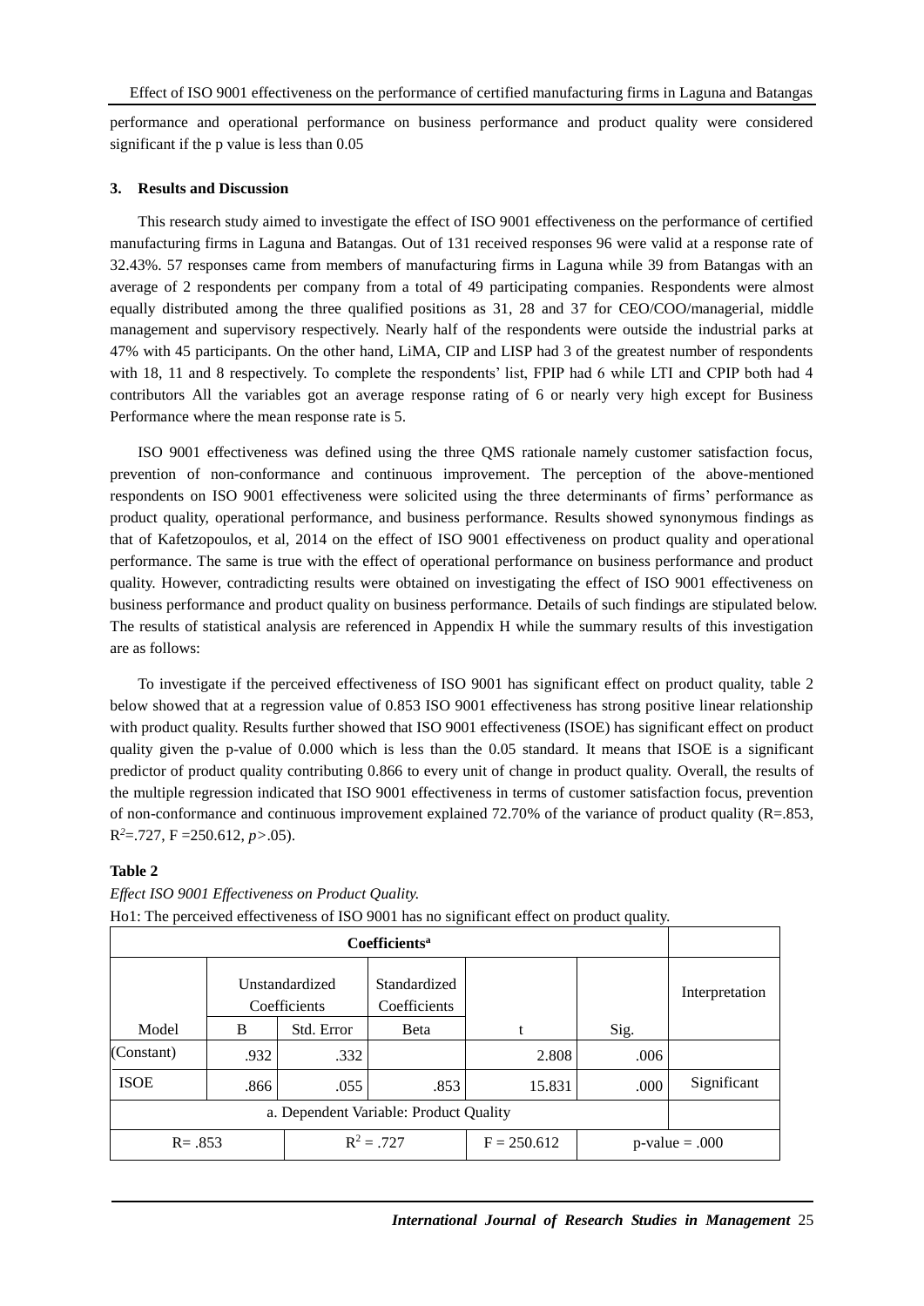performance and operational performance on business performance and product quality were considered significant if the p value is less than 0.05

## 3. Results and Discussion

This research study aimed to investigate the effect of ISO 9001 effectiveness on the performance of certified manufacturing firms in Laguna and Batangas. Out of 131 received responses 96 were valid at a response rate of 32.43%. 57 responses came from members of manufacturing firms in Laguna while 39 from Batangas with an average of 2 respondents per company from a total of 49 participating companies. Respondents were almost equally distributed among the three qualified positions as 31, 28 and 37 for CEO/COO/managerial, middle management and supervisory respectively. Nearly half of the respondents were outside the industrial parks at 47% with 45 participants. On the other hand, LiMA, CIP and LISP had 3 of the greatest number of respondents with 18, 11 and 8 respectively. To complete the respondents' list, FPIP had 6 while LTI and CPIP both had 4 contributors All the variables got an average response rating of 6 or nearly very high except for Business Performance where the mean response rate is 5.

ISO 9001 effectiveness was defined using the three QMS rationale namely customer satisfaction focus, prevention of non-conformance and continuous improvement. The perception of the above-mentioned respondents on ISO 9001 effectiveness were solicited using the three determinants of firms' performance as product quality, operational performance, and business performance. Results showed synonymous findings as that of Kafetzopoulos, et al, 2014 on the effect of ISO 9001 effectiveness on product quality and operational performance. The same is true with the effect of operational performance on business performance and product quality. However, contradicting results were obtained on investigating the effect of ISO 9001 effectiveness on business performance and product quality on business performance. Details of such findings are stipulated below. The results of statistical analysis are referenced in Appendix H while the summary results of this investigation are as follows:

To investigate if the perceived effectiveness of ISO 9001 has significant effect on product quality, table 2 below showed that at a regression value of 0.853 ISO 9001 effectiveness has strong positive linear relationship with product quality. Results further showed that ISO 9001 effectiveness (ISOE) has significant effect on product quality given the p-value of 0.000 which is less than the 0.05 standard. It means that ISOE is a significant predictor of product quality contributing 0.866 to every unit of change in product quality. Overall, the results of the multiple regression indicated that ISO 9001 effectiveness in terms of customer satisfaction focus, prevention of non-conformance and continuous improvement explained 72.70% of the variance of product quality (R=.853, $R^2$=.727, F =250.612, $p$>.05).

**Table 2**

*Effect ISO 9001 Effectiveness on Product Quality.*

Ho1: The perceived effectiveness of ISO 9001 has no significant effect on product quality.

| Coefficients[a] | | | | | | |
|---|---|---|---|---|---|---|
| Model | Unstandardized Coefficients B | Unstandardized Coefficients Std. Error | Standardized Coefficients Beta | t | Sig. | Interpretation |
| (Constant) | .932 | .332 | | 2.808 | .006 | |
| ISOE | .866 | .055 | .853 | 15.831 | .000 | Significant |
| a. Dependent Variable: Product Quality | | | | | | |
| R= .853 | | $R^2$ = .727 | | F = 250.612 | p-value = .000 | |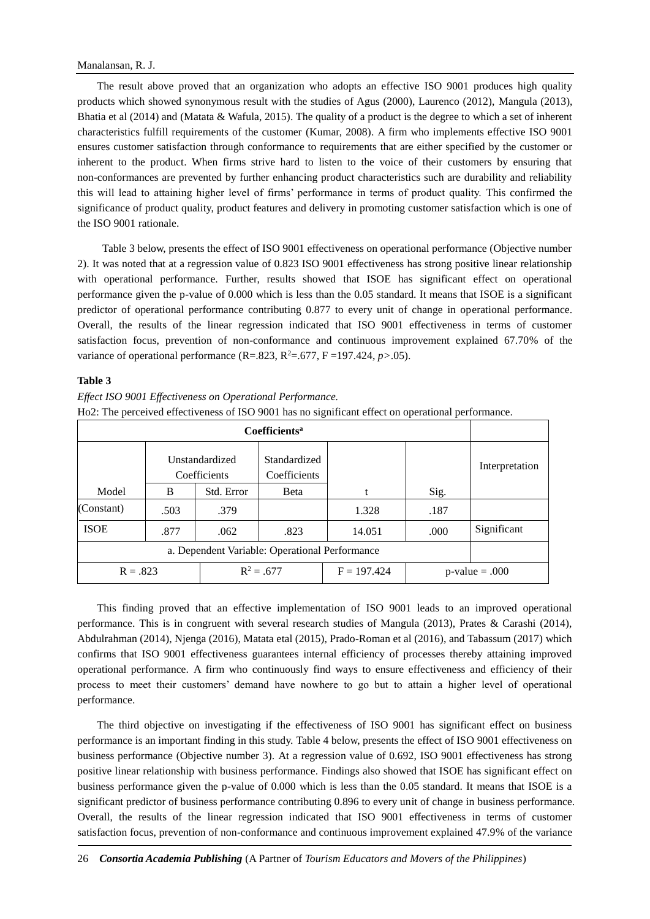The result above proved that an organization who adopts an effective ISO 9001 produces high quality products which showed synonymous result with the studies of Agus (2000), Laurenco (2012), Mangula (2013), Bhatia et al (2014) and (Matata & Wafula, 2015). The quality of a product is the degree to which a set of inherent characteristics fulfill requirements of the customer (Kumar, 2008). A firm who implements effective ISO 9001 ensures customer satisfaction through conformance to requirements that are either specified by the customer or inherent to the product. When firms strive hard to listen to the voice of their customers by ensuring that non-conformances are prevented by further enhancing product characteristics such are durability and reliability this will lead to attaining higher level of firms' performance in terms of product quality. This confirmed the significance of product quality, product features and delivery in promoting customer satisfaction which is one of the ISO 9001 rationale.

Table 3 below, presents the effect of ISO 9001 effectiveness on operational performance (Objective number 2). It was noted that at a regression value of 0.823 ISO 9001 effectiveness has strong positive linear relationship with operational performance. Further, results showed that ISOE has significant effect on operational performance given the p-value of 0.000 which is less than the 0.05 standard. It means that ISOE is a significant predictor of operational performance contributing 0.877 to every unit of change in operational performance. Overall, the results of the linear regression indicated that ISO 9001 effectiveness in terms of customer satisfaction focus, prevention of non-conformance and continuous improvement explained 67.70% of the variance of operational performance ($R=.823$, $R^2=.677$, $F=197.424$, $p>.05$).

**Table 3**

*Effect ISO 9001 Effectiveness on Operational Performance.*

Ho2: The perceived effectiveness of ISO 9001 has no significant effect on operational performance.

| Coefficients[a] | | | | | | |
|---|---|---|---|---|---|---|
| | Unstandardized Coefficients | | Standardized Coefficients | | | Interpretation |
| Model | B | Std. Error | Beta | t | Sig. | |
| (Constant) | .503 | .379 | | 1.328 | .187 | |
| ISOE | .877 | .062 | .823 | 14.051 | .000 | Significant |
| a. Dependent Variable: Operational Performance | | | | | | |
| $R = .823$ | | $R^2 = .677$ | | $F = 197.424$ | p-value = .000 | |

This finding proved that an effective implementation of ISO 9001 leads to an improved operational performance. This is in congruent with several research studies of Mangula (2013), Prates & Carashi (2014), Abdulrahman (2014), Njenga (2016), Matata etal (2015), Prado-Roman et al (2016), and Tabassum (2017) which confirms that ISO 9001 effectiveness guarantees internal efficiency of processes thereby attaining improved operational performance. A firm who continuously find ways to ensure effectiveness and efficiency of their process to meet their customers' demand have nowhere to go but to attain a higher level of operational performance.

The third objective on investigating if the effectiveness of ISO 9001 has significant effect on business performance is an important finding in this study. Table 4 below, presents the effect of ISO 9001 effectiveness on business performance (Objective number 3). At a regression value of 0.692, ISO 9001 effectiveness has strong positive linear relationship with business performance. Findings also showed that ISOE has significant effect on business performance given the p-value of 0.000 which is less than the 0.05 standard. It means that ISOE is a significant predictor of business performance contributing 0.896 to every unit of change in business performance. Overall, the results of the linear regression indicated that ISO 9001 effectiveness in terms of customer satisfaction focus, prevention of non-conformance and continuous improvement explained 47.9% of the variance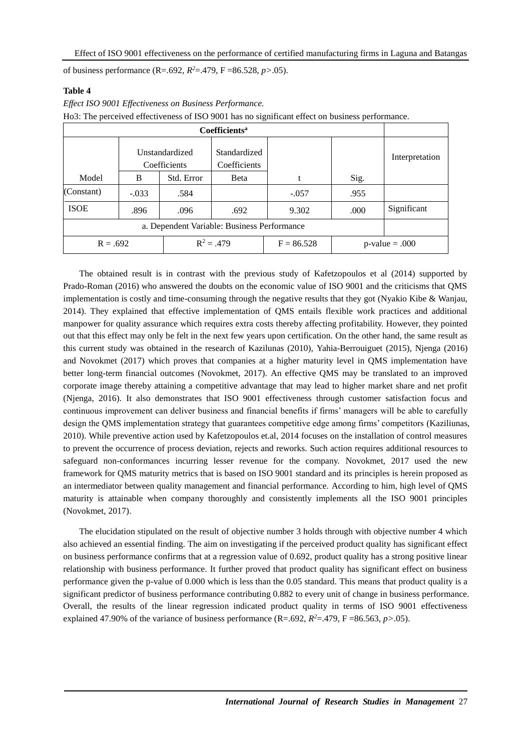of business performance (R=.692, $R^2$=.479, F =86.528, $p$>.05).

**Table 4**

*Effect ISO 9001 Effectiveness on Business Performance.*

Ho3: The perceived effectiveness of ISO 9001 has no significant effect on business performance.

| Coefficients[a] | | | | | | |
|---|---|---|---|---|---|---|
| | Unstandardized Coefficients | | Standardized Coefficients | | | Interpretation |
| Model | B | Std. Error | Beta | t | Sig. | |
| (Constant) | -.033 | .584 | | -.057 | .955 | |
| ISOE | .896 | .096 | .692 | 9.302 | .000 | Significant |
| a. Dependent Variable: Business Performance | | | | | | |
| R = .692 | | $R^2$ = .479 | | F = 86.528 | p-value = .000 | |

The obtained result is in contrast with the previous study of Kafetzopoulos et al (2014) supported by Prado-Roman (2016) who answered the doubts on the economic value of ISO 9001 and the criticisms that QMS implementation is costly and time-consuming through the negative results that they got (Nyakio Kibe & Wanjau, 2014). They explained that effective implementation of QMS entails flexible work practices and additional manpower for quality assurance which requires extra costs thereby affecting profitability. However, they pointed out that this effect may only be felt in the next few years upon certification. On the other hand, the same result as this current study was obtained in the research of Kazilunas (2010), Yahia-Berrouiguet (2015), Njenga (2016) and Novokmet (2017) which proves that companies at a higher maturity level in QMS implementation have better long-term financial outcomes (Novokmet, 2017). An effective QMS may be translated to an improved corporate image thereby attaining a competitive advantage that may lead to higher market share and net profit (Njenga, 2016). It also demonstrates that ISO 9001 effectiveness through customer satisfaction focus and continuous improvement can deliver business and financial benefits if firms' managers will be able to carefully design the QMS implementation strategy that guarantees competitive edge among firms' competitors (Kaziliunas, 2010). While preventive action used by Kafetzopoulos et.al, 2014 focuses on the installation of control measures to prevent the occurrence of process deviation, rejects and reworks. Such action requires additional resources to safeguard non-conformances incurring lesser revenue for the company. Novokmet, 2017 used the new framework for QMS maturity metrics that is based on ISO 9001 standard and its principles is herein proposed as an intermediator between quality management and financial performance. According to him, high level of QMS maturity is attainable when company thoroughly and consistently implements all the ISO 9001 principles (Novokmet, 2017).

The elucidation stipulated on the result of objective number 3 holds through with objective number 4 which also achieved an essential finding. The aim on investigating if the perceived product quality has significant effect on business performance confirms that at a regression value of 0.692, product quality has a strong positive linear relationship with business performance. It further proved that product quality has significant effect on business performance given the p-value of 0.000 which is less than the 0.05 standard. This means that product quality is a significant predictor of business performance contributing 0.882 to every unit of change in business performance. Overall, the results of the linear regression indicated product quality in terms of ISO 9001 effectiveness explained 47.90% of the variance of business performance (R=.692, $R^2$=.479, F =86.563, $p$>.05).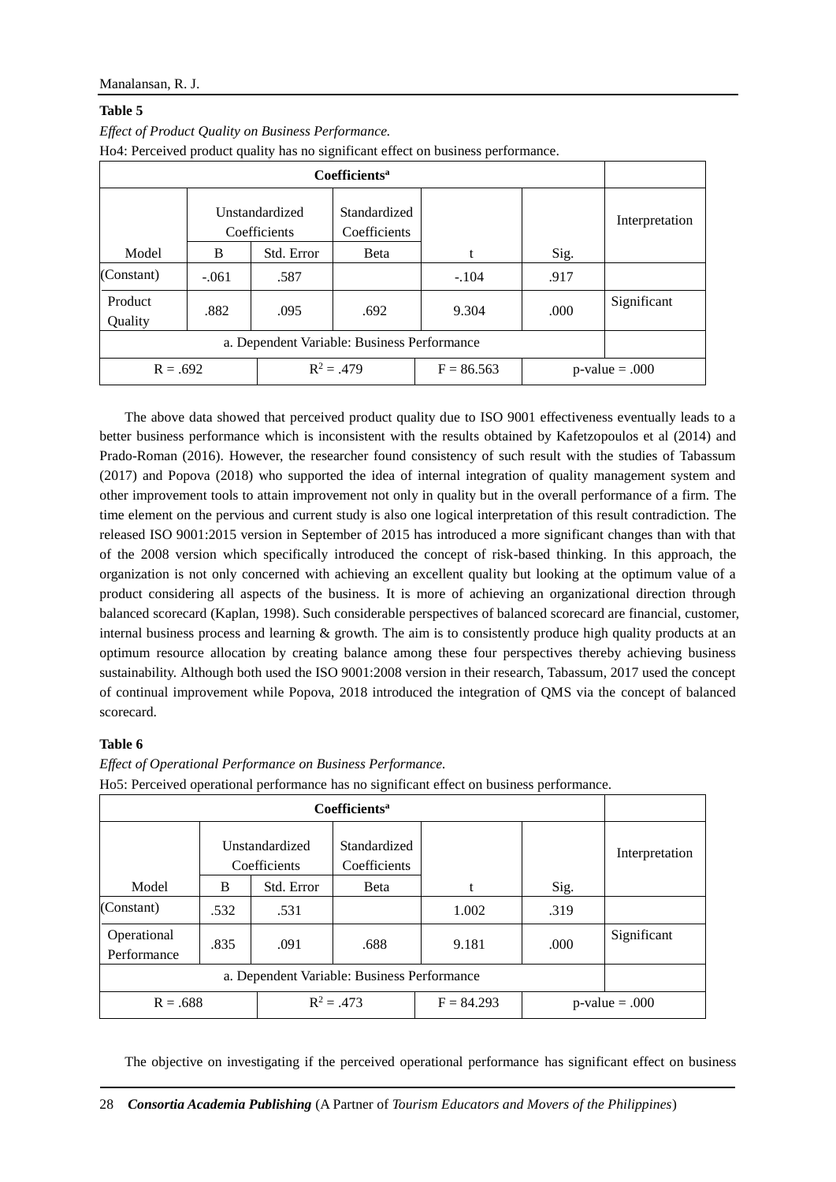**Table 5**

*Effect of Product Quality on Business Performance.*

Ho4: Perceived product quality has no significant effect on business performance.

| Coefficients[a] | | | | | | |
|---|---|---|---|---|---|---|
| | Unstandardized Coefficients | | Standardized Coefficients | | | Interpretation |
| Model | B | Std. Error | Beta | t | Sig. | |
| (Constant) | -.061 | .587 | | -.104 | .917 | |
| Product Quality | .882 | .095 | .692 | 9.304 | .000 | Significant |
| a. Dependent Variable: Business Performance | | | | | | |
| R = .692 | | $R^2$ = .479 | | F = 86.563 | p-value = .000 | |

The above data showed that perceived product quality due to ISO 9001 effectiveness eventually leads to a better business performance which is inconsistent with the results obtained by Kafetzopoulos et al (2014) and Prado-Roman (2016). However, the researcher found consistency of such result with the studies of Tabassum (2017) and Popova (2018) who supported the idea of internal integration of quality management system and other improvement tools to attain improvement not only in quality but in the overall performance of a firm. The time element on the pervious and current study is also one logical interpretation of this result contradiction. The released ISO 9001:2015 version in September of 2015 has introduced a more significant changes than with that of the 2008 version which specifically introduced the concept of risk-based thinking. In this approach, the organization is not only concerned with achieving an excellent quality but looking at the optimum value of a product considering all aspects of the business. It is more of achieving an organizational direction through balanced scorecard (Kaplan, 1998). Such considerable perspectives of balanced scorecard are financial, customer, internal business process and learning & growth. The aim is to consistently produce high quality products at an optimum resource allocation by creating balance among these four perspectives thereby achieving business sustainability. Although both used the ISO 9001:2008 version in their research, Tabassum, 2017 used the concept of continual improvement while Popova, 2018 introduced the integration of QMS via the concept of balanced scorecard.

**Table 6**

*Effect of Operational Performance on Business Performance.*

Ho5: Perceived operational performance has no significant effect on business performance.

| Coefficients[a] | | | | | | |
|---|---|---|---|---|---|---|
| | Unstandardized Coefficients | | Standardized Coefficients | | | Interpretation |
| Model | B | Std. Error | Beta | t | Sig. | |
| (Constant) | .532 | .531 | | 1.002 | .319 | |
| Operational Performance | .835 | .091 | .688 | 9.181 | .000 | Significant |
| a. Dependent Variable: Business Performance | | | | | | |
| R = .688 | | $R^2$ = .473 | | F = 84.293 | p-value = .000 | |

The objective on investigating if the perceived operational performance has significant effect on business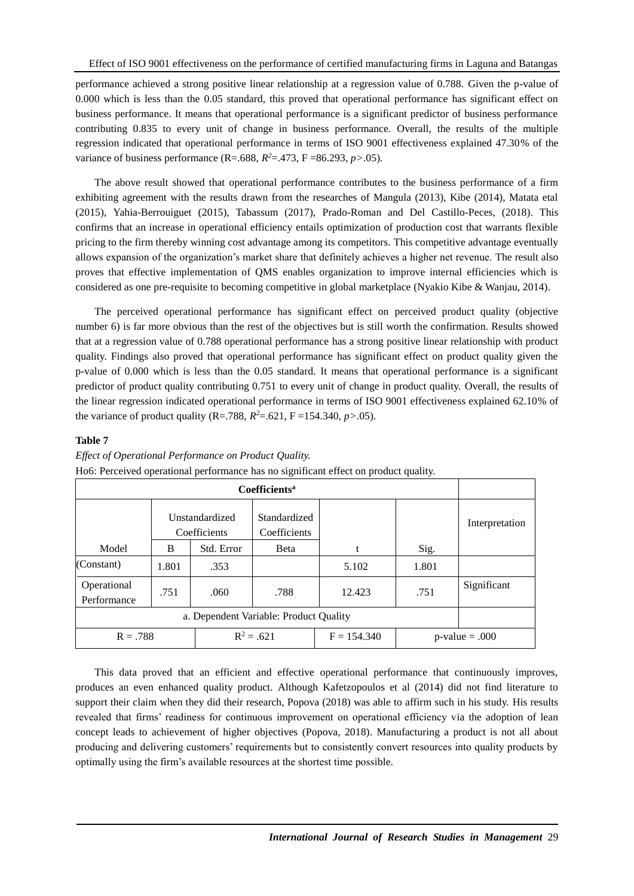performance achieved a strong positive linear relationship at a regression value of 0.788. Given the p-value of 0.000 which is less than the 0.05 standard, this proved that operational performance has significant effect on business performance. It means that operational performance is a significant predictor of business performance contributing 0.835 to every unit of change in business performance. Overall, the results of the multiple regression indicated that operational performance in terms of ISO 9001 effectiveness explained 47.30% of the variance of business performance (R=.688, $R^2$=.473, F =86.293, $p$>.05).

The above result showed that operational performance contributes to the business performance of a firm exhibiting agreement with the results drawn from the researches of Mangula (2013), Kibe (2014), Matata etal (2015), Yahia-Berrouiguet (2015), Tabassum (2017), Prado-Roman and Del Castillo-Peces, (2018). This confirms that an increase in operational efficiency entails optimization of production cost that warrants flexible pricing to the firm thereby winning cost advantage among its competitors. This competitive advantage eventually allows expansion of the organization's market share that definitely achieves a higher net revenue. The result also proves that effective implementation of QMS enables organization to improve internal efficiencies which is considered as one pre-requisite to becoming competitive in global marketplace (Nyakio Kibe & Wanjau, 2014).

The perceived operational performance has significant effect on perceived product quality (objective number 6) is far more obvious than the rest of the objectives but is still worth the confirmation. Results showed that at a regression value of 0.788 operational performance has a strong positive linear relationship with product quality. Findings also proved that operational performance has significant effect on product quality given the p-value of 0.000 which is less than the 0.05 standard. It means that operational performance is a significant predictor of product quality contributing 0.751 to every unit of change in product quality. Overall, the results of the linear regression indicated operational performance in terms of ISO 9001 effectiveness explained 62.10% of the variance of product quality (R=.788, $R^2$=.621, F =154.340, $p$>.05).

**Table 7**

*Effect of Operational Performance on Product Quality.*

Ho6: Perceived operational performance has no significant effect on product quality.

| Coefficients[a] | | | | | | |
|---|---|---|---|---|---|---|
| | Unstandardized Coefficients | | Standardized Coefficients | | | Interpretation |
| Model | B | Std. Error | Beta | t | Sig. | |
| (Constant) | 1.801 | .353 | | 5.102 | 1.801 | |
| Operational Performance | .751 | .060 | .788 | 12.423 | .751 | Significant |
| a. Dependent Variable: Product Quality | | | | | | |
| R = .788 | | $R^2$ = .621 | | F = 154.340 | p-value = .000 | |

This data proved that an efficient and effective operational performance that continuously improves, produces an even enhanced quality product. Although Kafetzopoulos et al (2014) did not find literature to support their claim when they did their research, Popova (2018) was able to affirm such in his study. His results revealed that firms' readiness for continuous improvement on operational efficiency via the adoption of lean concept leads to achievement of higher objectives (Popova, 2018). Manufacturing a product is not all about producing and delivering customers' requirements but to consistently convert resources into quality products by optimally using the firm's available resources at the shortest time possible.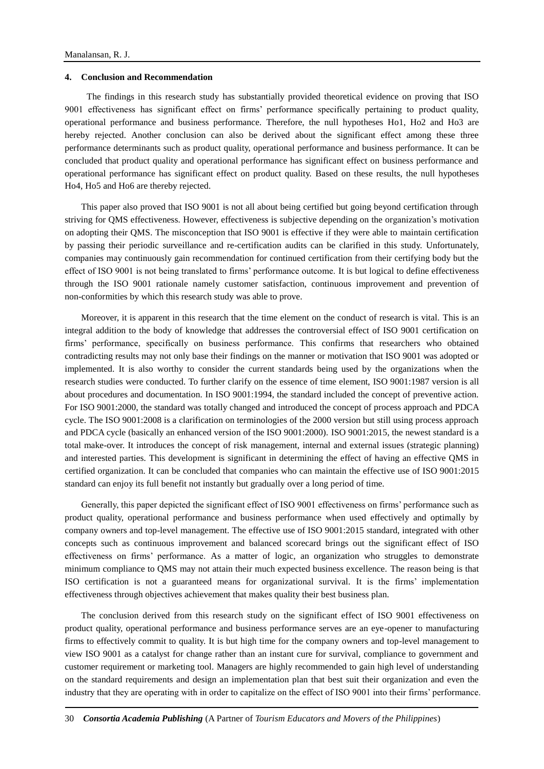## 4. Conclusion and Recommendation

The findings in this research study has substantially provided theoretical evidence on proving that ISO 9001 effectiveness has significant effect on firms' performance specifically pertaining to product quality, operational performance and business performance. Therefore, the null hypotheses Ho1, Ho2 and Ho3 are hereby rejected. Another conclusion can also be derived about the significant effect among these three performance determinants such as product quality, operational performance and business performance. It can be concluded that product quality and operational performance has significant effect on business performance and operational performance has significant effect on product quality. Based on these results, the null hypotheses Ho4, Ho5 and Ho6 are thereby rejected.

This paper also proved that ISO 9001 is not all about being certified but going beyond certification through striving for QMS effectiveness. However, effectiveness is subjective depending on the organization's motivation on adopting their QMS. The misconception that ISO 9001 is effective if they were able to maintain certification by passing their periodic surveillance and re-certification audits can be clarified in this study. Unfortunately, companies may continuously gain recommendation for continued certification from their certifying body but the effect of ISO 9001 is not being translated to firms' performance outcome. It is but logical to define effectiveness through the ISO 9001 rationale namely customer satisfaction, continuous improvement and prevention of non-conformities by which this research study was able to prove.

Moreover, it is apparent in this research that the time element on the conduct of research is vital. This is an integral addition to the body of knowledge that addresses the controversial effect of ISO 9001 certification on firms' performance, specifically on business performance. This confirms that researchers who obtained contradicting results may not only base their findings on the manner or motivation that ISO 9001 was adopted or implemented. It is also worthy to consider the current standards being used by the organizations when the research studies were conducted. To further clarify on the essence of time element, ISO 9001:1987 version is all about procedures and documentation. In ISO 9001:1994, the standard included the concept of preventive action. For ISO 9001:2000, the standard was totally changed and introduced the concept of process approach and PDCA cycle. The ISO 9001:2008 is a clarification on terminologies of the 2000 version but still using process approach and PDCA cycle (basically an enhanced version of the ISO 9001:2000). ISO 9001:2015, the newest standard is a total make-over. It introduces the concept of risk management, internal and external issues (strategic planning) and interested parties. This development is significant in determining the effect of having an effective QMS in certified organization. It can be concluded that companies who can maintain the effective use of ISO 9001:2015 standard can enjoy its full benefit not instantly but gradually over a long period of time.

Generally, this paper depicted the significant effect of ISO 9001 effectiveness on firms' performance such as product quality, operational performance and business performance when used effectively and optimally by company owners and top-level management. The effective use of ISO 9001:2015 standard, integrated with other concepts such as continuous improvement and balanced scorecard brings out the significant effect of ISO effectiveness on firms' performance. As a matter of logic, an organization who struggles to demonstrate minimum compliance to QMS may not attain their much expected business excellence. The reason being is that ISO certification is not a guaranteed means for organizational survival. It is the firms' implementation effectiveness through objectives achievement that makes quality their best business plan.

The conclusion derived from this research study on the significant effect of ISO 9001 effectiveness on product quality, operational performance and business performance serves are an eye-opener to manufacturing firms to effectively commit to quality. It is but high time for the company owners and top-level management to view ISO 9001 as a catalyst for change rather than an instant cure for survival, compliance to government and customer requirement or marketing tool. Managers are highly recommended to gain high level of understanding on the standard requirements and design an implementation plan that best suit their organization and even the industry that they are operating with in order to capitalize on the effect of ISO 9001 into their firms' performance.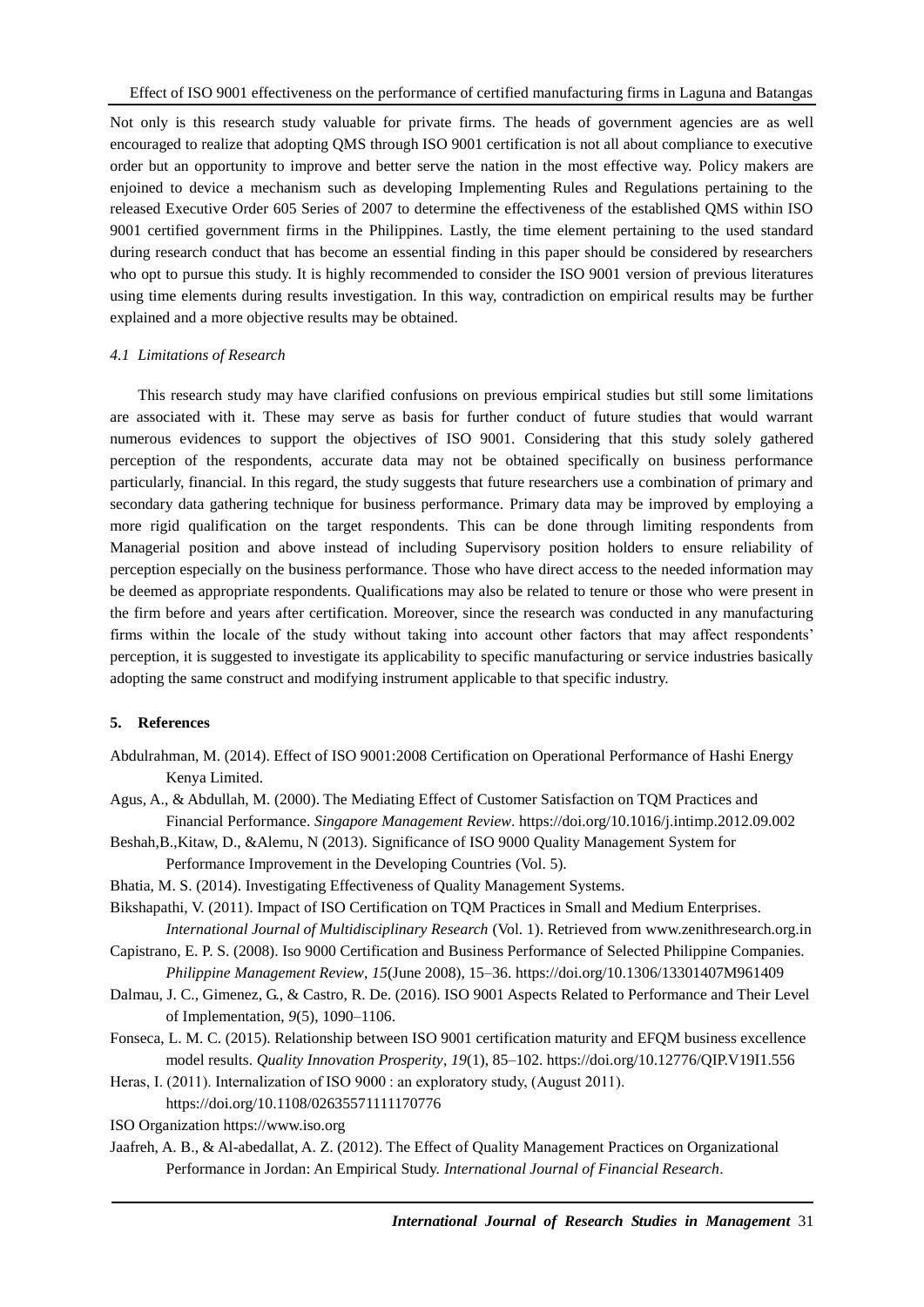Not only is this research study valuable for private firms. The heads of government agencies are as well encouraged to realize that adopting QMS through ISO 9001 certification is not all about compliance to executive order but an opportunity to improve and better serve the nation in the most effective way. Policy makers are enjoined to device a mechanism such as developing Implementing Rules and Regulations pertaining to the released Executive Order 605 Series of 2007 to determine the effectiveness of the established QMS within ISO 9001 certified government firms in the Philippines. Lastly, the time element pertaining to the used standard during research conduct that has become an essential finding in this paper should be considered by researchers who opt to pursue this study. It is highly recommended to consider the ISO 9001 version of previous literatures using time elements during results investigation. In this way, contradiction on empirical results may be further explained and a more objective results may be obtained.

### *4.1 Limitations of Research*

This research study may have clarified confusions on previous empirical studies but still some limitations are associated with it. These may serve as basis for further conduct of future studies that would warrant numerous evidences to support the objectives of ISO 9001. Considering that this study solely gathered perception of the respondents, accurate data may not be obtained specifically on business performance particularly, financial. In this regard, the study suggests that future researchers use a combination of primary and secondary data gathering technique for business performance. Primary data may be improved by employing a more rigid qualification on the target respondents. This can be done through limiting respondents from Managerial position and above instead of including Supervisory position holders to ensure reliability of perception especially on the business performance. Those who have direct access to the needed information may be deemed as appropriate respondents. Qualifications may also be related to tenure or those who were present in the firm before and years after certification. Moreover, since the research was conducted in any manufacturing firms within the locale of the study without taking into account other factors that may affect respondents' perception, it is suggested to investigate its applicability to specific manufacturing or service industries basically adopting the same construct and modifying instrument applicable to that specific industry.

## 5. References

Abdulrahman, M. (2014). Effect of ISO 9001:2008 Certification on Operational Performance of Hashi Energy Kenya Limited.

Agus, A., & Abdullah, M. (2000). The Mediating Effect of Customer Satisfaction on TQM Practices and Financial Performance. *Singapore Management Review*. https://doi.org/10.1016/j.intimp.2012.09.002

Beshah,B.,Kitaw, D., &Alemu, N (2013). Significance of ISO 9000 Quality Management System for Performance Improvement in the Developing Countries (Vol. 5).

Bhatia, M. S. (2014). Investigating Effectiveness of Quality Management Systems.

Bikshapathi, V. (2011). Impact of ISO Certification on TQM Practices in Small and Medium Enterprises. *International Journal of Multidisciplinary Research* (Vol. 1). Retrieved from www.zenithresearch.org.in

Capistrano, E. P. S. (2008). Iso 9000 Certification and Business Performance of Selected Philippine Companies. *Philippine Management Review*, *15*(June 2008), 15–36. https://doi.org/10.1306/13301407M961409

Dalmau, J. C., Gimenez, G., & Castro, R. De. (2016). ISO 9001 Aspects Related to Performance and Their Level of Implementation, *9*(5), 1090–1106.

Fonseca, L. M. C. (2015). Relationship between ISO 9001 certification maturity and EFQM business excellence model results. *Quality Innovation Prosperity*, *19*(1), 85–102. https://doi.org/10.12776/QIP.V19I1.556

Heras, I. (2011). Internalization of ISO 9000 : an exploratory study, (August 2011). https://doi.org/10.1108/02635571111170776

ISO Organization https://www.iso.org

Jaafreh, A. B., & Al-abedallat, A. Z. (2012). The Effect of Quality Management Practices on Organizational Performance in Jordan: An Empirical Study. *International Journal of Financial Research*.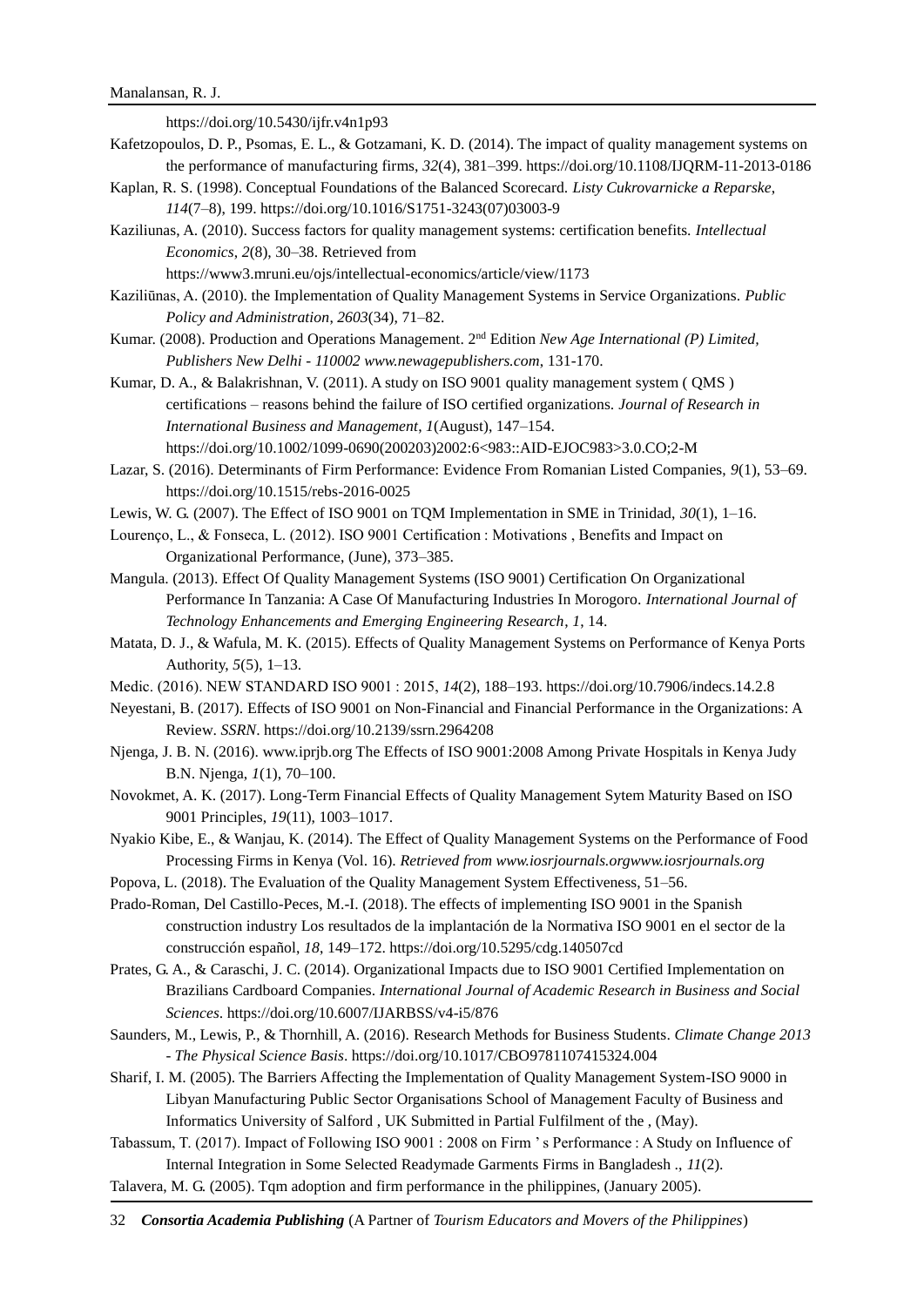https://doi.org/10.5430/ijfr.v4n1p93

Kafetzopoulos, D. P., Psomas, E. L., & Gotzamani, K. D. (2014). The impact of quality management systems on the performance of manufacturing firms, *32*(4), 381–399. https://doi.org/10.1108/IJQRM-11-2013-0186

Kaplan, R. S. (1998). Conceptual Foundations of the Balanced Scorecard. *Listy Cukrovarnicke a Reparske*, *114*(7–8), 199. https://doi.org/10.1016/S1751-3243(07)03003-9

Kaziliunas, A. (2010). Success factors for quality management systems: certification benefits. *Intellectual Economics*, *2*(8), 30–38. Retrieved from https://www3.mruni.eu/ojs/intellectual-economics/article/view/1173

Kaziliūnas, A. (2010). the Implementation of Quality Management Systems in Service Organizations. *Public Policy and Administration*, *2603*(34), 71–82.

Kumar. (2008). Production and Operations Management. 2nd Edition *New Age International (P) Limited, Publishers New Delhi - 110002 www.newagepublishers.com*, 131-170.

Kumar, D. A., & Balakrishnan, V. (2011). A study on ISO 9001 quality management system ( QMS ) certifications – reasons behind the failure of ISO certified organizations. *Journal of Research in International Business and Management*, *1*(August), 147–154. https://doi.org/10.1002/1099-0690(200203)2002:6<983::AID-EJOC983>3.0.CO;2-M

Lazar, S. (2016). Determinants of Firm Performance: Evidence From Romanian Listed Companies, *9*(1), 53–69. https://doi.org/10.1515/rebs-2016-0025

Lewis, W. G. (2007). The Effect of ISO 9001 on TQM Implementation in SME in Trinidad, *30*(1), 1–16.

Lourenço, L., & Fonseca, L. (2012). ISO 9001 Certification : Motivations , Benefits and Impact on Organizational Performance, (June), 373–385.

Mangula. (2013). Effect Of Quality Management Systems (ISO 9001) Certification On Organizational Performance In Tanzania: A Case Of Manufacturing Industries In Morogoro. *International Journal of Technology Enhancements and Emerging Engineering Research*, *1*, 14.

Matata, D. J., & Wafula, M. K. (2015). Effects of Quality Management Systems on Performance of Kenya Ports Authority, *5*(5), 1–13.

Medic. (2016). NEW STANDARD ISO 9001 : 2015, *14*(2), 188–193. https://doi.org/10.7906/indecs.14.2.8

Neyestani, B. (2017). Effects of ISO 9001 on Non-Financial and Financial Performance in the Organizations: A Review. *SSRN*. https://doi.org/10.2139/ssrn.2964208

Njenga, J. B. N. (2016). www.iprjb.org The Effects of ISO 9001:2008 Among Private Hospitals in Kenya Judy B.N. Njenga, *1*(1), 70–100.

Novokmet, A. K. (2017). Long-Term Financial Effects of Quality Management Sytem Maturity Based on ISO 9001 Principles, *19*(11), 1003–1017.

Nyakio Kibe, E., & Wanjau, K. (2014). The Effect of Quality Management Systems on the Performance of Food Processing Firms in Kenya (Vol. 16). *Retrieved from www.iosrjournals.orgwww.iosrjournals.org*

Popova, L. (2018). The Evaluation of the Quality Management System Effectiveness, 51–56.

Prado-Roman, Del Castillo-Peces, M.-I. (2018). The effects of implementing ISO 9001 in the Spanish construction industry Los resultados de la implantación de la Normativa ISO 9001 en el sector de la construcción español, *18*, 149–172. https://doi.org/10.5295/cdg.140507cd

Prates, G. A., & Caraschi, J. C. (2014). Organizational Impacts due to ISO 9001 Certified Implementation on Brazilians Cardboard Companies. *International Journal of Academic Research in Business and Social Sciences*. https://doi.org/10.6007/IJARBSS/v4-i5/876

Saunders, M., Lewis, P., & Thornhill, A. (2016). Research Methods for Business Students. *Climate Change 2013 - The Physical Science Basis*. https://doi.org/10.1017/CBO9781107415324.004

Sharif, I. M. (2005). The Barriers Affecting the Implementation of Quality Management System-ISO 9000 in Libyan Manufacturing Public Sector Organisations School of Management Faculty of Business and Informatics University of Salford , UK Submitted in Partial Fulfilment of the , (May).

Tabassum, T. (2017). Impact of Following ISO 9001 : 2008 on Firm ' s Performance : A Study on Influence of Internal Integration in Some Selected Readymade Garments Firms in Bangladesh ., *11*(2).

Talavera, M. G. (2005). Tqm adoption and firm performance in the philippines, (January 2005).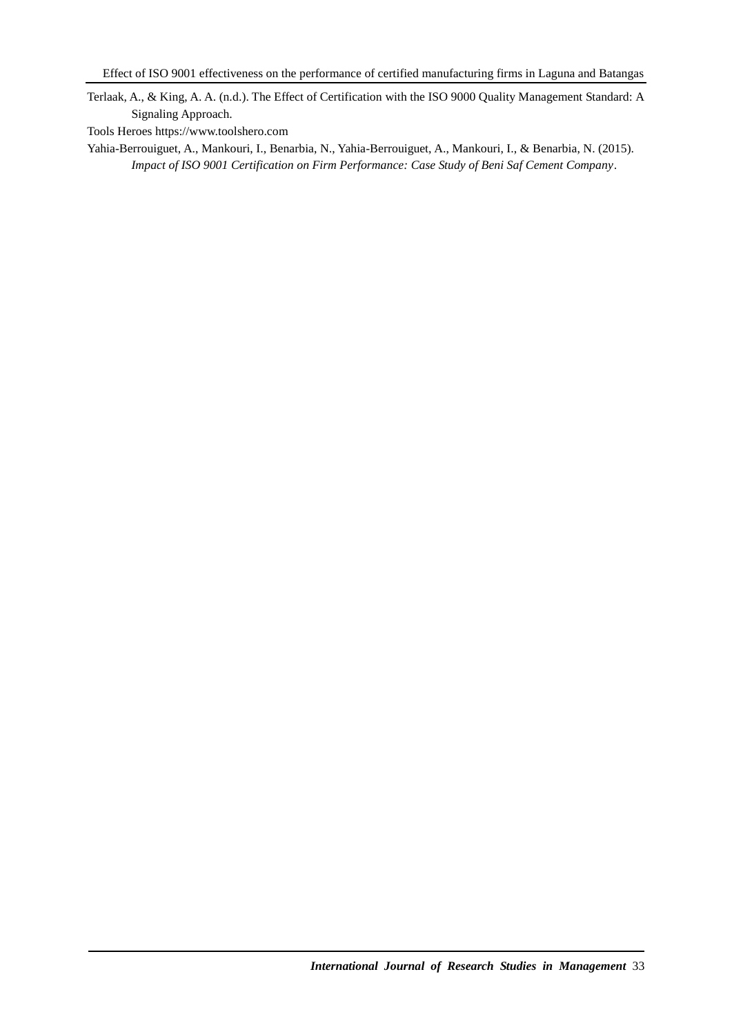Terlaak, A., & King, A. A. (n.d.). The Effect of Certification with the ISO 9000 Quality Management Standard: A Signaling Approach.

Tools Heroes https://www.toolshero.com

Yahia-Berrouiguet, A., Mankouri, I., Benarbia, N., Yahia-Berrouiguet, A., Mankouri, I., & Benarbia, N. (2015). *Impact of ISO 9001 Certification on Firm Performance: Case Study of Beni Saf Cement Company*.